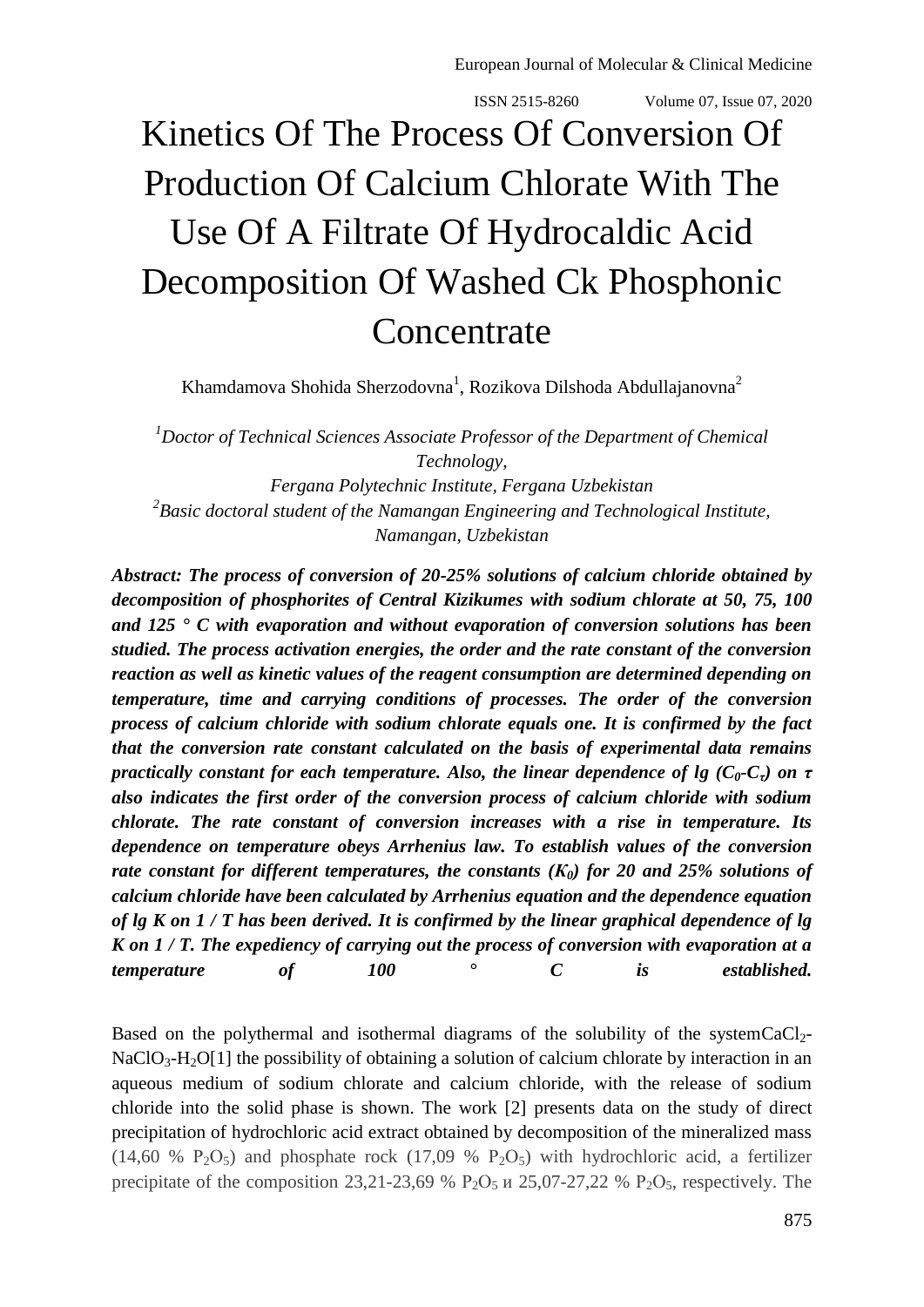# Kinetics Of The Process Of Conversion Of Production Of Calcium Chlorate With The Use Of A Filtrate Of Hydrocaldic Acid Decomposition Of Washed Ck Phosphonic Concentrate

Khamdamova Shohida Sherzodovna[1], Rozikova Dilshoda Abdullajanovna[2]

*[1]Doctor of Technical Sciences Associate Professor of the Department of Chemical Technology, Fergana Polytechnic Institute, Fergana Uzbekistan*
*[2]Basic doctoral student of the Namangan Engineering and Technological Institute, Namangan, Uzbekistan*

***Abstract: The process of conversion of 20-25% solutions of calcium chloride obtained by decomposition of phosphorites of Central Kizikumes with sodium chlorate at 50, 75, 100 and 125 ° C with evaporation and without evaporation of conversion solutions has been studied. The process activation energies, the order and the rate constant of the conversion reaction as well as kinetic values of the reagent consumption are determined depending on temperature, time and carrying conditions of processes. The order of the conversion process of calcium chloride with sodium chlorate equals one. It is confirmed by the fact that the conversion rate constant calculated on the basis of experimental data remains practically constant for each temperature. Also, the linear dependence of lg ($C_0$-$C_\tau$) on $\tau$ also indicates the first order of the conversion process of calcium chloride with sodium chlorate. The rate constant of conversion increases with a rise in temperature. Its dependence on temperature obeys Arrhenius law. To establish values of the conversion rate constant for different temperatures, the constants ($K_0$) for 20 and 25% solutions of calcium chloride have been calculated by Arrhenius equation and the dependence equation of lg K on 1 / T has been derived. It is confirmed by the linear graphical dependence of lg K on 1 / T. The expediency of carrying out the process of conversion with evaporation at a temperature of 100 ° C is established.***

Based on the polythermal and isothermal diagrams of the solubility of the system$CaCl_2$-$NaClO_3$-$H_2O$[1] the possibility of obtaining a solution of calcium chlorate by interaction in an aqueous medium of sodium chlorate and calcium chloride, with the release of sodium chloride into the solid phase is shown. The work [2] presents data on the study of direct precipitation of hydrochloric acid extract obtained by decomposition of the mineralized mass (14,60 % $P_2O_5$) and phosphate rock (17,09 % $P_2O_5$) with hydrochloric acid, a fertilizer precipitate of the composition 23,21-23,69 % $P_2O_5$ и 25,07-27,22 % $P_2O_5$, respectively. The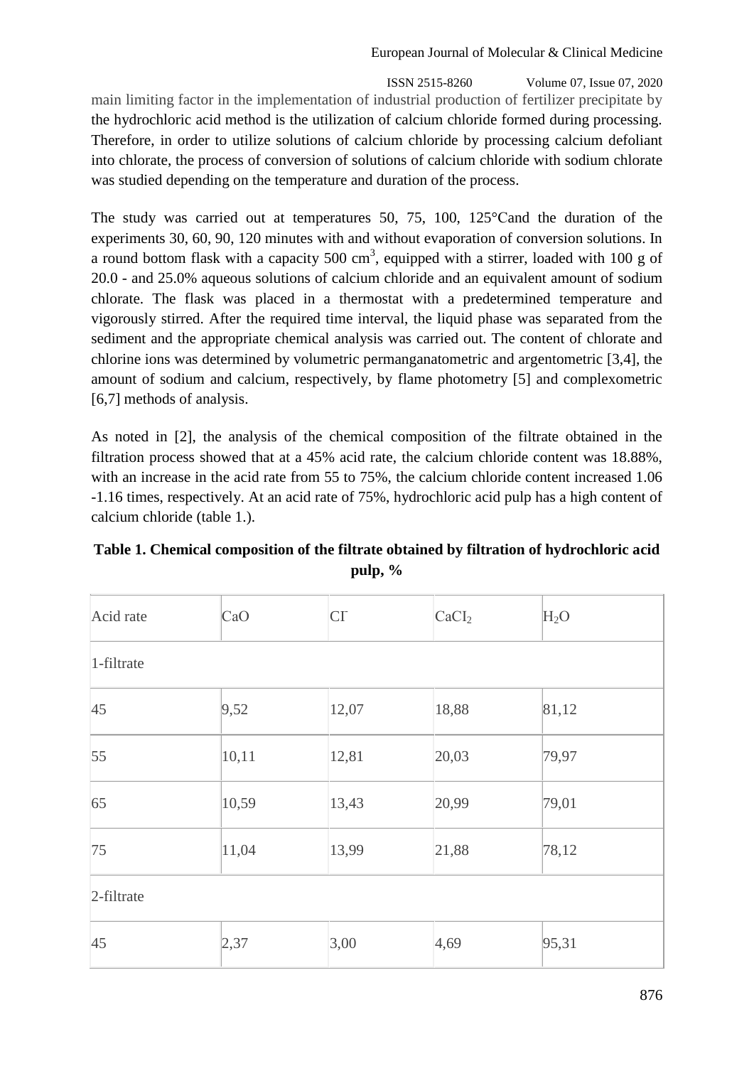main limiting factor in the implementation of industrial production of fertilizer precipitate by the hydrochloric acid method is the utilization of calcium chloride formed during processing. Therefore, in order to utilize solutions of calcium chloride by processing calcium defoliant into chlorate, the process of conversion of solutions of calcium chloride with sodium chlorate was studied depending on the temperature and duration of the process.

The study was carried out at temperatures 50, 75, 100, 125°Cand the duration of the experiments 30, 60, 90, 120 minutes with and without evaporation of conversion solutions. In a round bottom flask with a capacity 500 $cm^3$, equipped with a stirrer, loaded with 100 g of 20.0 - and 25.0% aqueous solutions of calcium chloride and an equivalent amount of sodium chlorate. The flask was placed in a thermostat with a predetermined temperature and vigorously stirred. After the required time interval, the liquid phase was separated from the sediment and the appropriate chemical analysis was carried out. The content of chlorate and chlorine ions was determined by volumetric permanganatometric and argentometric [3,4], the amount of sodium and calcium, respectively, by flame photometry [5] and complexometric [6,7] methods of analysis.

As noted in [2], the analysis of the chemical composition of the filtrate obtained in the filtration process showed that at a 45% acid rate, the calcium chloride content was 18.88%, with an increase in the acid rate from 55 to 75%, the calcium chloride content increased 1.06 -1.16 times, respectively. At an acid rate of 75%, hydrochloric acid pulp has a high content of calcium chloride (table 1.).

**Table 1. Chemical composition of the filtrate obtained by filtration of hydrochloric acid pulp, %**

| Acid rate | CaO | $Cl^-$ | $CaCl_2$ | $H_2O$ |
|---|---|---|---|---|
| 1-filtrate | | | | |
| 45 | 9,52 | 12,07 | 18,88 | 81,12 |
| 55 | 10,11 | 12,81 | 20,03 | 79,97 |
| 65 | 10,59 | 13,43 | 20,99 | 79,01 |
| 75 | 11,04 | 13,99 | 21,88 | 78,12 |
| 2-filtrate | | | | |
| 45 | 2,37 | 3,00 | 4,69 | 95,31 |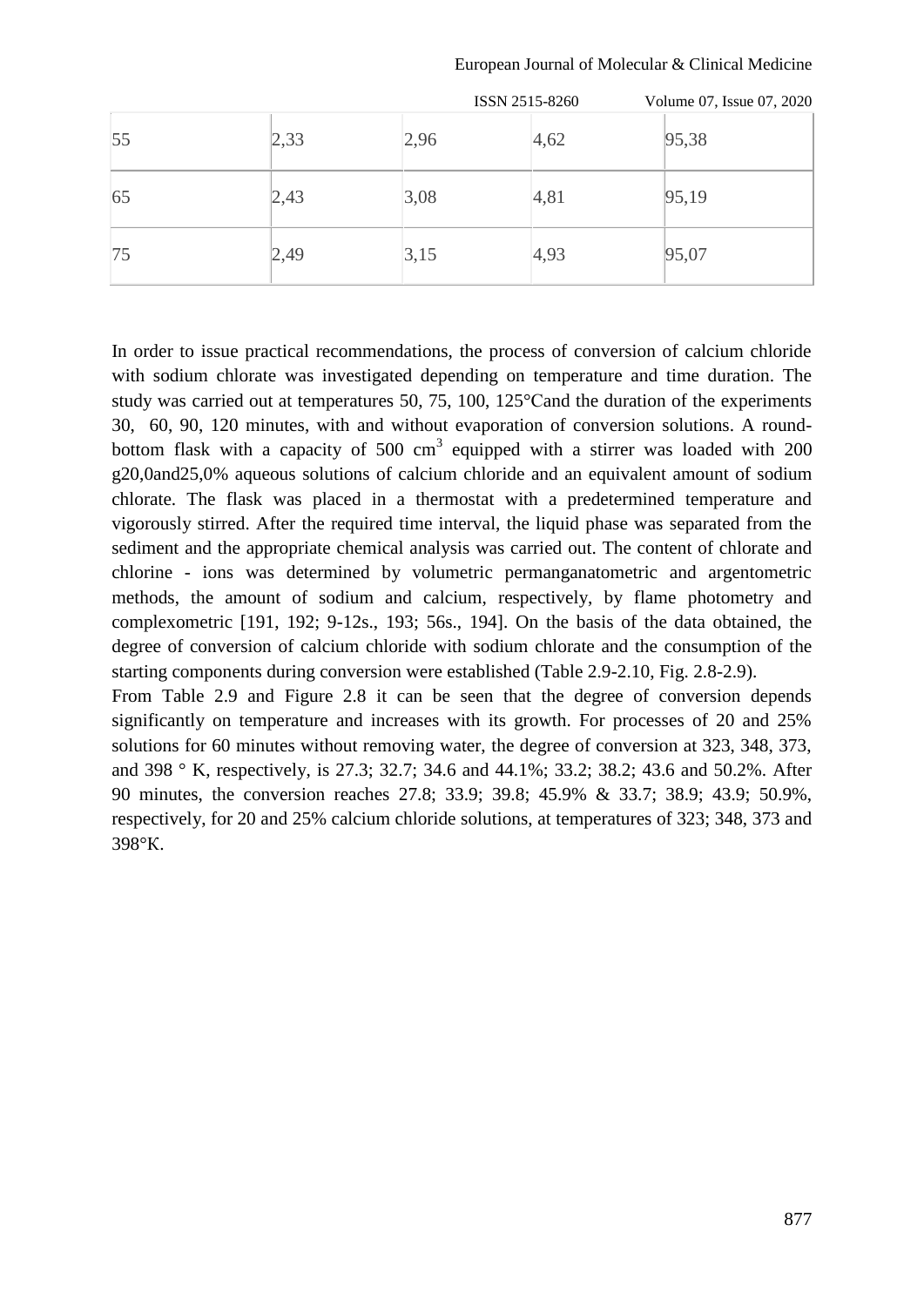| | | | | |
|---|---|---|---|---|
| 55 | 2,33 | 2,96 | 4,62 | 95,38 |
| 65 | 2,43 | 3,08 | 4,81 | 95,19 |
| 75 | 2,49 | 3,15 | 4,93 | 95,07 |

In order to issue practical recommendations, the process of conversion of calcium chloride with sodium chlorate was investigated depending on temperature and time duration. The study was carried out at temperatures 50, 75, 100, 125°Cand the duration of the experiments 30, 60, 90, 120 minutes, with and without evaporation of conversion solutions. A round-bottom flask with a capacity of 500 $cm^3$ equipped with a stirrer was loaded with 200 g20,0and25,0% aqueous solutions of calcium chloride and an equivalent amount of sodium chlorate. The flask was placed in a thermostat with a predetermined temperature and vigorously stirred. After the required time interval, the liquid phase was separated from the sediment and the appropriate chemical analysis was carried out. The content of chlorate and chlorine - ions was determined by volumetric permanganatometric and argentometric methods, the amount of sodium and calcium, respectively, by flame photometry and complexometric [191, 192; 9-12s., 193; 56s., 194]. On the basis of the data obtained, the degree of conversion of calcium chloride with sodium chlorate and the consumption of the starting components during conversion were established (Table 2.9-2.10, Fig. 2.8-2.9).

From Table 2.9 and Figure 2.8 it can be seen that the degree of conversion depends significantly on temperature and increases with its growth. For processes of 20 and 25% solutions for 60 minutes without removing water, the degree of conversion at 323, 348, 373, and 398 ° K, respectively, is 27.3; 32.7; 34.6 and 44.1%; 33.2; 38.2; 43.6 and 50.2%. After 90 minutes, the conversion reaches 27.8; 33.9; 39.8; 45.9% & 33.7; 38.9; 43.9; 50.9%, respectively, for 20 and 25% calcium chloride solutions, at temperatures of 323; 348, 373 and 398°K.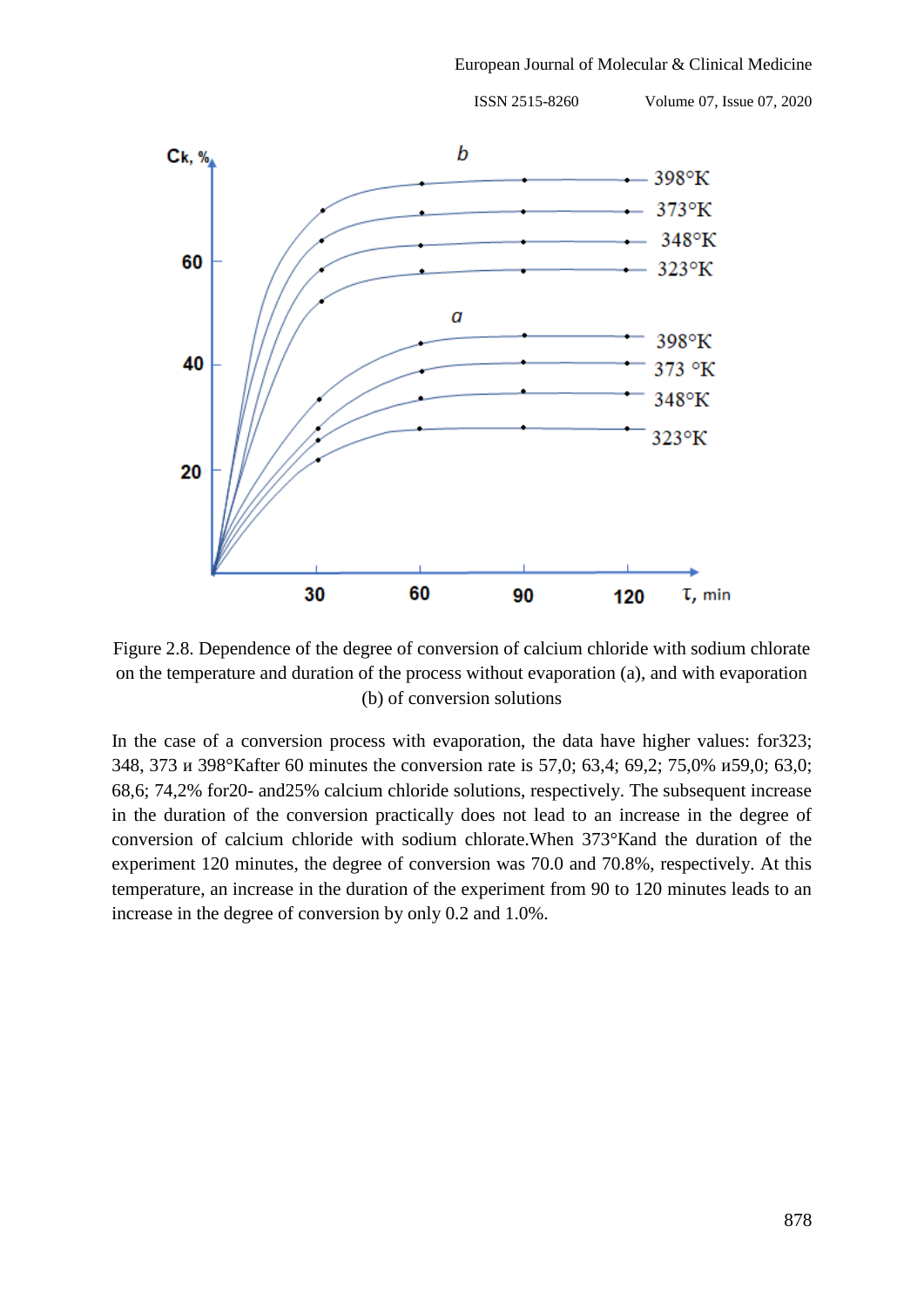Figure 2.8. Dependence of the degree of conversion of calcium chloride with sodium chlorate on the temperature and duration of the process without evaporation (a), and with evaporation (b) of conversion solutions

In the case of a conversion process with evaporation, the data have higher values: for323; 348, 373 и 398°Kafter 60 minutes the conversion rate is 57,0; 63,4; 69,2; 75,0% и59,0; 63,0; 68,6; 74,2% for20- and25% calcium chloride solutions, respectively. The subsequent increase in the duration of the conversion practically does not lead to an increase in the degree of conversion of calcium chloride with sodium chlorate.When 373°Kand the duration of the experiment 120 minutes, the degree of conversion was 70.0 and 70.8%, respectively. At this temperature, an increase in the duration of the experiment from 90 to 120 minutes leads to an increase in the degree of conversion by only 0.2 and 1.0%.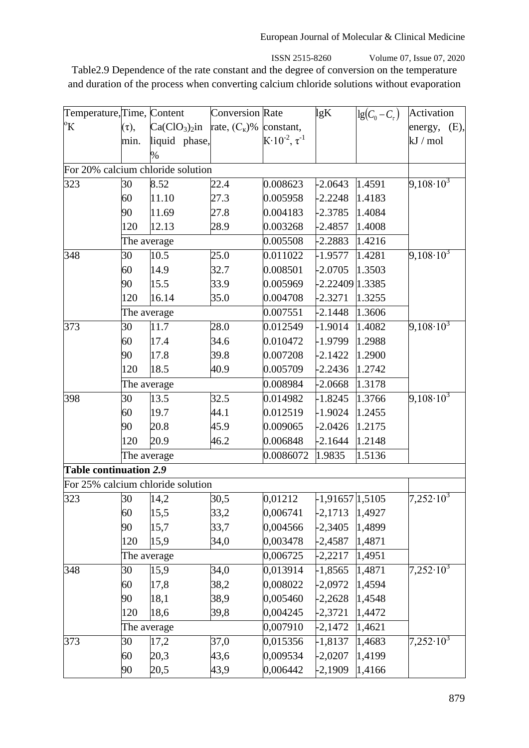Table2.9 Dependence of the rate constant and the degree of conversion on the temperature and duration of the process when converting calcium chloride solutions without evaporation

| Temperature, °K | Time, (τ), min. | Content $Ca(ClO_3)_2$ in liquid phase, % | Conversion rate, $(C_к)$% | Rate constant, $K \cdot 10^{-2}$, $\tau^{-1}$ | lgK | $\lg(C_0 - C_\tau)$ | Activation energy, (E), kJ / mol |
|---|---|---|---|---|---|---|---|
| For 20% calcium chloride solution | | | | | | | |
| 323 | 30 | 8.52 | 22.4 | 0.008623 | -2.0643 | 1.4591 | $9,108 \cdot 10^3$ |
| | 60 | 11.10 | 27.3 | 0.005958 | -2.2248 | 1.4183 | |
| | 90 | 11.69 | 27.8 | 0.004183 | -2.3785 | 1.4084 | |
| | 120 | 12.13 | 28.9 | 0.003268 | -2.4857 | 1.4008 | |
| | The average | | | 0.005508 | -2.2883 | 1.4216 | |
| 348 | 30 | 10.5 | 25.0 | 0.011022 | -1.9577 | 1.4281 | $9,108 \cdot 10^3$ |
| | 60 | 14.9 | 32.7 | 0.008501 | -2.0705 | 1.3503 | |
| | 90 | 15.5 | 33.9 | 0.005969 | -2.22409 | 1.3385 | |
| | 120 | 16.14 | 35.0 | 0.004708 | -2.3271 | 1.3255 | |
| | The average | | | 0.007551 | -2.1448 | 1.3606 | |
| 373 | 30 | 11.7 | 28.0 | 0.012549 | -1.9014 | 1.4082 | $9,108 \cdot 10^3$ |
| | 60 | 17.4 | 34.6 | 0.010472 | -1.9799 | 1.2988 | |
| | 90 | 17.8 | 39.8 | 0.007208 | -2.1422 | 1.2900 | |
| | 120 | 18.5 | 40.9 | 0.005709 | -2.2436 | 1.2742 | |
| | The average | | | 0.008984 | -2.0668 | 1.3178 | |
| 398 | 30 | 13.5 | 32.5 | 0.014982 | -1.8245 | 1.3766 | $9,108 \cdot 10^3$ |
| | 60 | 19.7 | 44.1 | 0.012519 | -1.9024 | 1.2455 | |
| | 90 | 20.8 | 45.9 | 0.009065 | -2.0426 | 1.2175 | |
| | 120 | 20.9 | 46.2 | 0.006848 | -2.1644 | 1.2148 | |
| | The average | | | 0.0086072 | 1.9835 | 1.5136 | |
| **Table continuation *2.9*** | | | | | | | |
| For 25% calcium chloride solution | | | | | | | |
| 323 | 30 | 14,2 | 30,5 | 0,01212 | -1,91657 | 1,5105 | $7,252 \cdot 10^3$ |
| | 60 | 15,5 | 33,2 | 0,006741 | -2,1713 | 1,4927 | |
| | 90 | 15,7 | 33,7 | 0,004566 | -2,3405 | 1,4899 | |
| | 120 | 15,9 | 34,0 | 0,003478 | -2,4587 | 1,4871 | |
| | The average | | | 0,006725 | -2,2217 | 1,4951 | |
| 348 | 30 | 15,9 | 34,0 | 0,013914 | -1,8565 | 1,4871 | $7,252 \cdot 10^3$ |
| | 60 | 17,8 | 38,2 | 0,008022 | -2,0972 | 1,4594 | |
| | 90 | 18,1 | 38,9 | 0,005460 | -2,2628 | 1,4548 | |
| | 120 | 18,6 | 39,8 | 0,004245 | -2,3721 | 1,4472 | |
| | The average | | | 0,007910 | -2,1472 | 1,4621 | |
| 373 | 30 | 17,2 | 37,0 | 0,015356 | -1,8137 | 1,4683 | $7,252 \cdot 10^3$ |
| | 60 | 20,3 | 43,6 | 0,009534 | -2,0207 | 1,4199 | |
| | 90 | 20,5 | 43,9 | 0,006442 | -2,1909 | 1,4166 | |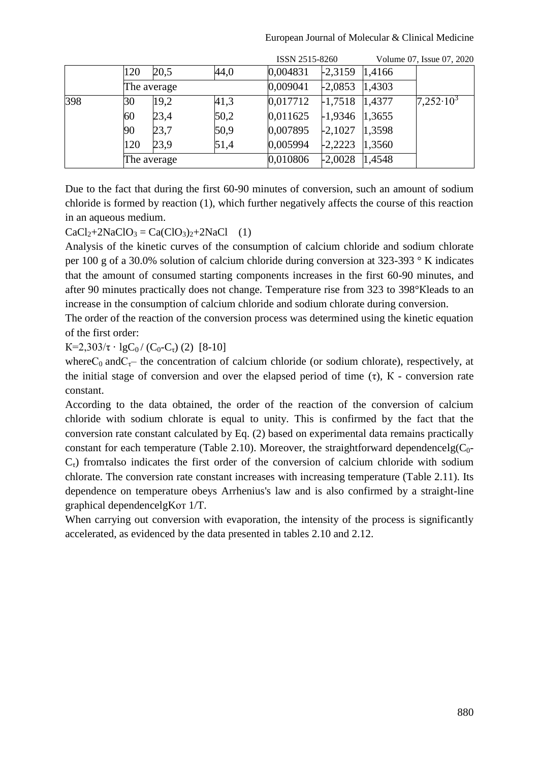|  |  |  |  |  |  |  |  |
|---|---|---|---|---|---|---|---|
|  | 120 | 20,5 | 44,0 | 0,004831 | -2,3159 | 1,4166 |  |
|  | The average |  |  | 0,009041 | -2,0853 | 1,4303 |  |
| 398 | 30 | 19,2 | 41,3 | 0,017712 | -1,7518 | 1,4377 | $7{,}252 \cdot 10^3$ |
|  | 60 | 23,4 | 50,2 | 0,011625 | -1,9346 | 1,3655 |  |
|  | 90 | 23,7 | 50,9 | 0,007895 | -2,1027 | 1,3598 |  |
|  | 120 | 23,9 | 51,4 | 0,005994 | -2,2223 | 1,3560 |  |
|  | The average |  |  | 0,010806 | -2,0028 | 1,4548 |  |

Due to the fact that during the first 60-90 minutes of conversion, such an amount of sodium chloride is formed by reaction (1), which further negatively affects the course of this reaction in an aqueous medium.

$CaCl_2+2NaClO_3 = Ca(ClO_3)_2+2NaCl$ (1)

Analysis of the kinetic curves of the consumption of calcium chloride and sodium chlorate per 100 g of a 30.0% solution of calcium chloride during conversion at 323-393 ° K indicates that the amount of consumed starting components increases in the first 60-90 minutes, and after 90 minutes practically does not change. Temperature rise from 323 to 398°Kleads to an increase in the consumption of calcium chloride and sodium chlorate during conversion.

The order of the reaction of the conversion process was determined using the kinetic equation of the first order:

$K=2{,}303/\tau \cdot \lg C_0 / (C_0-C_\tau)$ (2) [8-10]

where $C_0$ and $C_\tau$ – the concentration of calcium chloride (or sodium chlorate), respectively, at the initial stage of conversion and over the elapsed period of time ($\tau$), K - conversion rate constant.

According to the data obtained, the order of the reaction of the conversion of calcium chloride with sodium chlorate is equal to unity. This is confirmed by the fact that the conversion rate constant calculated by Eq. (2) based on experimental data remains practically constant for each temperature (Table 2.10). Moreover, the straightforward dependence $\lg(C_0-C_\tau)$ from $\tau$ also indicates the first order of the conversion of calcium chloride with sodium chlorate. The conversion rate constant increases with increasing temperature (Table 2.11). Its dependence on temperature obeys Arrhenius's law and is also confirmed by a straight-line graphical dependence lgK от 1/T.

When carrying out conversion with evaporation, the intensity of the process is significantly accelerated, as evidenced by the data presented in tables 2.10 and 2.12.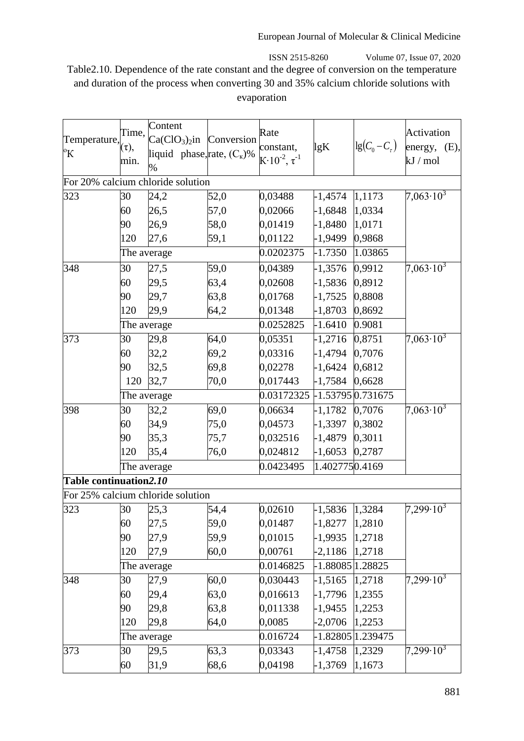Table2.10. Dependence of the rate constant and the degree of conversion on the temperature and duration of the process when converting 30 and 35% calcium chloride solutions with evaporation

| Temperature, °K | Time, (τ), min. | Content $Ca(ClO_3)_2$in liquid phase, % | Conversion rate, ($C_к$)% | Rate constant, $K \cdot 10^{-2}$, $\tau^{-1}$ | lgK | $\lg(C_0 - C_\tau)$ | Activation energy, (E), kJ / mol |
|---|---|---|---|---|---|---|---|
| For 20% calcium chloride solution | | | | | | | |
| 323 | 30 | 24,2 | 52,0 | 0,03488 | -1,4574 | 1,1173 | $7{,}063 \cdot 10^3$ |
| | 60 | 26,5 | 57,0 | 0,02066 | -1,6848 | 1,0334 | |
| | 90 | 26,9 | 58,0 | 0,01419 | -1,8480 | 1,0171 | |
| | 120 | 27,6 | 59,1 | 0,01122 | -1,9499 | 0,9868 | |
| | The average | | | 0.0202375 | -1.7350 | 1.03865 | |
| 348 | 30 | 27,5 | 59,0 | 0,04389 | -1,3576 | 0,9912 | $7{,}063 \cdot 10^3$ |
| | 60 | 29,5 | 63,4 | 0,02608 | -1,5836 | 0,8912 | |
| | 90 | 29,7 | 63,8 | 0,01768 | -1,7525 | 0,8808 | |
| | 120 | 29,9 | 64,2 | 0,01348 | -1,8703 | 0,8692 | |
| | The average | | | 0.0252825 | -1.6410 | 0.9081 | |
| 373 | 30 | 29,8 | 64,0 | 0,05351 | -1,2716 | 0,8751 | $7{,}063 \cdot 10^3$ |
| | 60 | 32,2 | 69,2 | 0,03316 | -1,4794 | 0,7076 | |
| | 90 | 32,5 | 69,8 | 0,02278 | -1,6424 | 0,6812 | |
| | 120 | 32,7 | 70,0 | 0,017443 | -1,7584 | 0,6628 | |
| | The average | | | 0.03172325 | -1.53795 | 0.731675 | |
| 398 | 30 | 32,2 | 69,0 | 0,06634 | -1,1782 | 0,7076 | $7{,}063 \cdot 10^3$ |
| | 60 | 34,9 | 75,0 | 0,04573 | -1,3397 | 0,3802 | |
| | 90 | 35,3 | 75,7 | 0,032516 | -1,4879 | 0,3011 | |
| | 120 | 35,4 | 76,0 | 0,024812 | -1,6053 | 0,2787 | |
| | The average | | | 0.0423495 | 1.402775 | 0.4169 | |
| **Table continuation*2.10*** | | | | | | | |
| For 25% calcium chloride solution | | | | | | | |
| 323 | 30 | 25,3 | 54,4 | 0,02610 | -1,5836 | 1,3284 | $7{,}299 \cdot 10^3$ |
| | 60 | 27,5 | 59,0 | 0,01487 | -1,8277 | 1,2810 | |
| | 90 | 27,9 | 59,9 | 0,01015 | -1,9935 | 1,2718 | |
| | 120 | 27,9 | 60,0 | 0,00761 | -2,1186 | 1,2718 | |
| | The average | | | 0.0146825 | -1.88085 | 1.28825 | |
| 348 | 30 | 27,9 | 60,0 | 0,030443 | -1,5165 | 1,2718 | $7{,}299 \cdot 10^3$ |
| | 60 | 29,4 | 63,0 | 0,016613 | -1,7796 | 1,2355 | |
| | 90 | 29,8 | 63,8 | 0,011338 | -1,9455 | 1,2253 | |
| | 120 | 29,8 | 64,0 | 0,0085 | -2,0706 | 1,2253 | |
| | The average | | | 0.016724 | -1.82805 | 1.239475 | |
| 373 | 30 | 29,5 | 63,3 | 0,03343 | -1,4758 | 1,2329 | $7{,}299 \cdot 10^3$ |
| | 60 | 31,9 | 68,6 | 0,04198 | -1,3769 | 1,1673 | |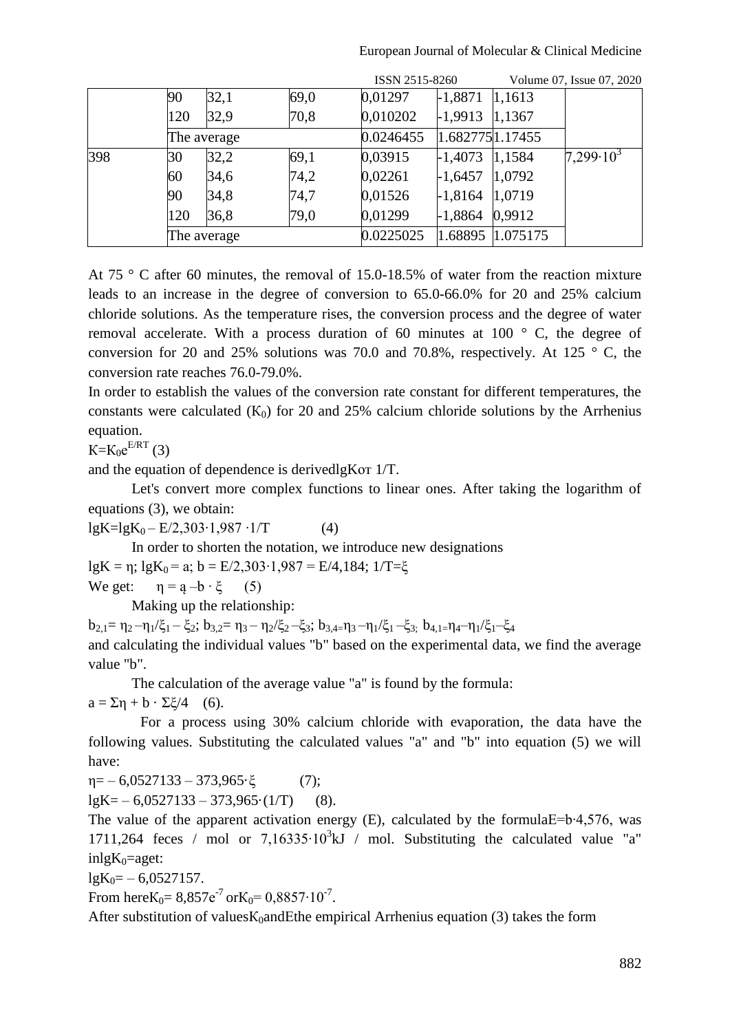|  |  |  |  |  |  |  |  |
|---|---|---|---|---|---|---|---|
|  | 90 | 32,1 | 69,0 | 0,01297 | -1,8871 | 1,1613 |  |
|  | 120 | 32,9 | 70,8 | 0,010202 | -1,9913 | 1,1367 |  |
|  | The average |  |  | 0.0246455 | 1.68277 | 51.17455 |  |
| 398 | 30 | 32,2 | 69,1 | 0,03915 | -1,4073 | 1,1584 | $7{,}299{\cdot}10^3$ |
|  | 60 | 34,6 | 74,2 | 0,02261 | -1,6457 | 1,0792 |  |
|  | 90 | 34,8 | 74,7 | 0,01526 | -1,8164 | 1,0719 |  |
|  | 120 | 36,8 | 79,0 | 0,01299 | -1,8864 | 0,9912 |  |
|  | The average |  |  | 0.0225025 | 1.68895 | 1.075175 |  |

At 75 ° C after 60 minutes, the removal of 15.0-18.5% of water from the reaction mixture leads to an increase in the degree of conversion to 65.0-66.0% for 20 and 25% calcium chloride solutions. As the temperature rises, the conversion process and the degree of water removal accelerate. With a process duration of 60 minutes at 100 ° C, the degree of conversion for 20 and 25% solutions was 70.0 and 70.8%, respectively. At 125 ° C, the conversion rate reaches 76.0-79.0%.

In order to establish the values of the conversion rate constant for different temperatures, the constants were calculated ($K_0$) for 20 and 25% calcium chloride solutions by the Arrhenius equation.

$K=K_0e^{E/RT}$ (3)

and the equation of dependence is derivedlgKот 1/T.

Let's convert more complex functions to linear ones. After taking the logarithm of equations (3), we obtain:

$lgK=lgK_0 - E/2{,}303{\cdot}1{,}987 \cdot 1/T$ (4)

In order to shorten the notation, we introduce new designations

$lgK = \eta$; $lgK_0 = a$; $b = E/2{,}303{\cdot}1{,}987 = E/4{,}184$; $1/T=\xi$

We get: $\eta = ą - b \cdot \xi$ (5)

Making up the relationship:

$b_{2,1}= \eta_2 - \eta_1/\xi_1 - \xi_2$; $b_{3,2}= \eta_3 - \eta_2/\xi_2 - \xi_3$; $b_{3,4}=\eta_3 - \eta_1/\xi_1 - \xi_3$; $b_{4,1}=\eta_4 - \eta_1/\xi_1 - \xi_4$

and calculating the individual values "b" based on the experimental data, we find the average value "b".

The calculation of the average value "a" is found by the formula:

$a = \Sigma\eta + b \cdot \Sigma\xi/4$ (6).

For a process using 30% calcium chloride with evaporation, the data have the following values. Substituting the calculated values "a" and "b" into equation (5) we will have:

$\eta= - 6{,}0527133 - 373{,}965{\cdot}\xi$ (7);

$lgK= - 6{,}0527133 - 373{,}965{\cdot}(1/T)$ (8).

The value of the apparent activation energy (E), calculated by the formulaE=b·4,576, was 1711,264 feces / mol or $7{,}16335{\cdot}10^3$kJ / mol. Substituting the calculated value "a" in$lgK_0$=aget:

$lgK_0= - 6{,}0527157$.

From here$K_0= 8{,}857e^{-7}$ or$K_0= 0{,}8857{\cdot}10^{-7}$.

After substitution of values$K_0$andEthe empirical Arrhenius equation (3) takes the form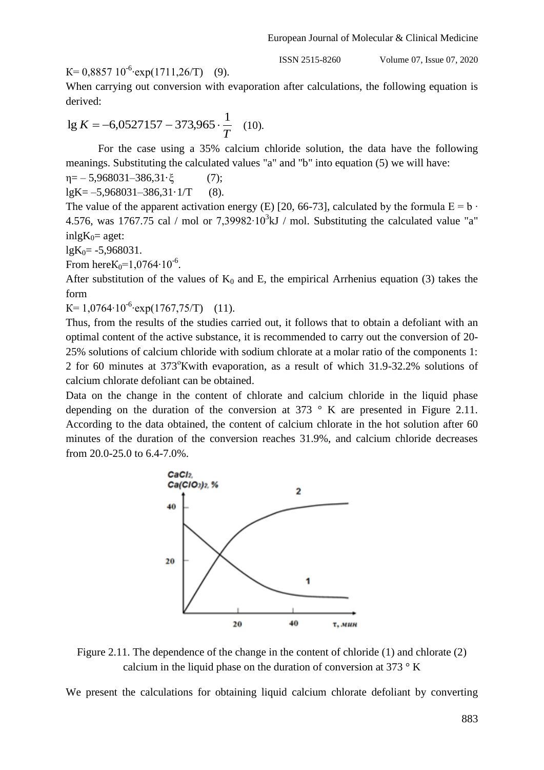K= 0,8857 $10^{-6}$·exp(1711,26/T) (9).

When carrying out conversion with evaporation after calculations, the following equation is derived:

$$\lg K = -6{,}0527157 - 373{,}965 \cdot \frac{1}{T} \quad (10).$$

For the case using a 35% calcium chloride solution, the data have the following meanings. Substituting the calculated values "a" and "b" into equation (5) we will have:

η= – 5,968031–386,31·ξ (7);

lgK= –5,968031–386,31·1/T (8).

The value of the apparent activation energy (E) [20, 66-73], calculated by the formula E = b · 4.576, was 1767.75 cal / mol or 7,39982·$10^3$kJ / mol. Substituting the calculated value "a" inlg$K_0$= aget:

lg$K_0$= -5,968031.

From here$K_0$=1,0764·$10^{-6}$.

After substitution of the values of $K_0$ and E, the empirical Arrhenius equation (3) takes the form

K= 1,0764·$10^{-6}$·exp(1767,75/T) (11).

Thus, from the results of the studies carried out, it follows that to obtain a defoliant with an optimal content of the active substance, it is recommended to carry out the conversion of 20-25% solutions of calcium chloride with sodium chlorate at a molar ratio of the components 1: 2 for 60 minutes at 373°Kwith evaporation, as a result of which 31.9-32.2% solutions of calcium chlorate defoliant can be obtained.

Data on the change in the content of chlorate and calcium chloride in the liquid phase depending on the duration of the conversion at 373 ° K are presented in Figure 2.11. According to the data obtained, the content of calcium chlorate in the hot solution after 60 minutes of the duration of the conversion reaches 31.9%, and calcium chloride decreases from 20.0-25.0 to 6.4-7.0%.

Figure 2.11. The dependence of the change in the content of chloride (1) and chlorate (2) calcium in the liquid phase on the duration of conversion at 373 ° K

We present the calculations for obtaining liquid calcium chlorate defoliant by converting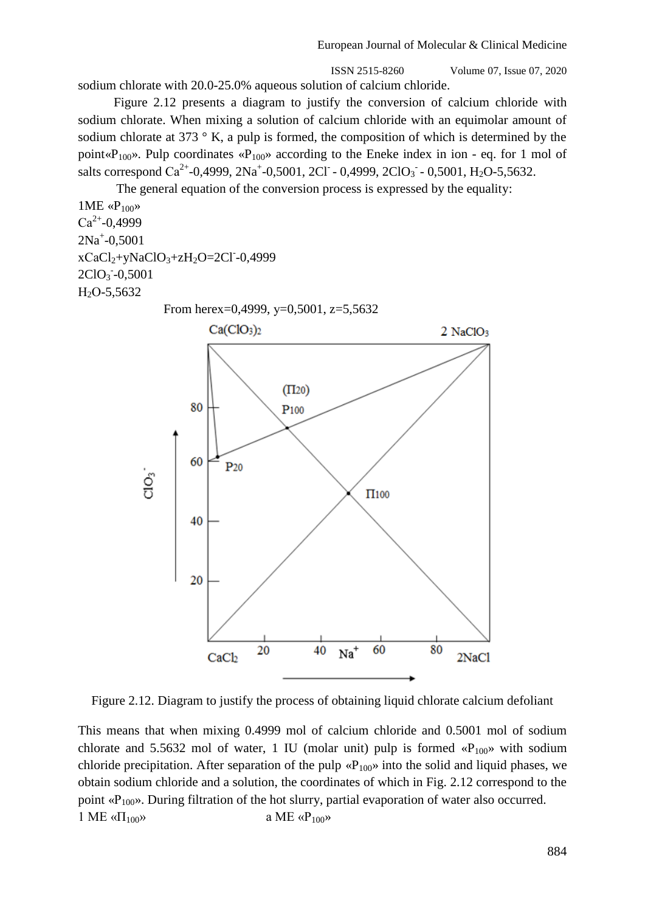sodium chlorate with 20.0-25.0% aqueous solution of calcium chloride.

Figure 2.12 presents a diagram to justify the conversion of calcium chloride with sodium chlorate. When mixing a solution of calcium chloride with an equimolar amount of sodium chlorate at 373 ° K, a pulp is formed, the composition of which is determined by the point«$P_{100}$». Pulp coordinates «$P_{100}$» according to the Eneke index in ion - eq. for 1 mol of salts correspond $Ca^{2+}$-0,4999, $2Na^{+}$-0,5001, $2Cl^{-}$ - 0,4999, $2ClO_3^{-}$ - 0,5001, $H_2O$-5,5632.

The general equation of the conversion process is expressed by the equality:

1ME «$P_{100}$»
$Ca^{2+}$-0,4999
$2Na^{+}$-0,5001
$xCaCl_2+yNaClO_3+zH_2O=2Cl^{-}$-0,4999
$2ClO_3^{-}$-0,5001
$H_2O$-5,5632

From herex=0,4999, y=0,5001, z=5,5632

Figure 2.12. Diagram to justify the process of obtaining liquid chlorate calcium defoliant

This means that when mixing 0.4999 mol of calcium chloride and 0.5001 mol of sodium chlorate and 5.5632 mol of water, 1 IU (molar unit) pulp is formed «$P_{100}$» with sodium chloride precipitation. After separation of the pulp «$P_{100}$» into the solid and liquid phases, we obtain sodium chloride and a solution, the coordinates of which in Fig. 2.12 correspond to the point «$P_{100}$». During filtration of the hot slurry, partial evaporation of water also occurred.

1 ME «$П_{100}$» a ME «$P_{100}$»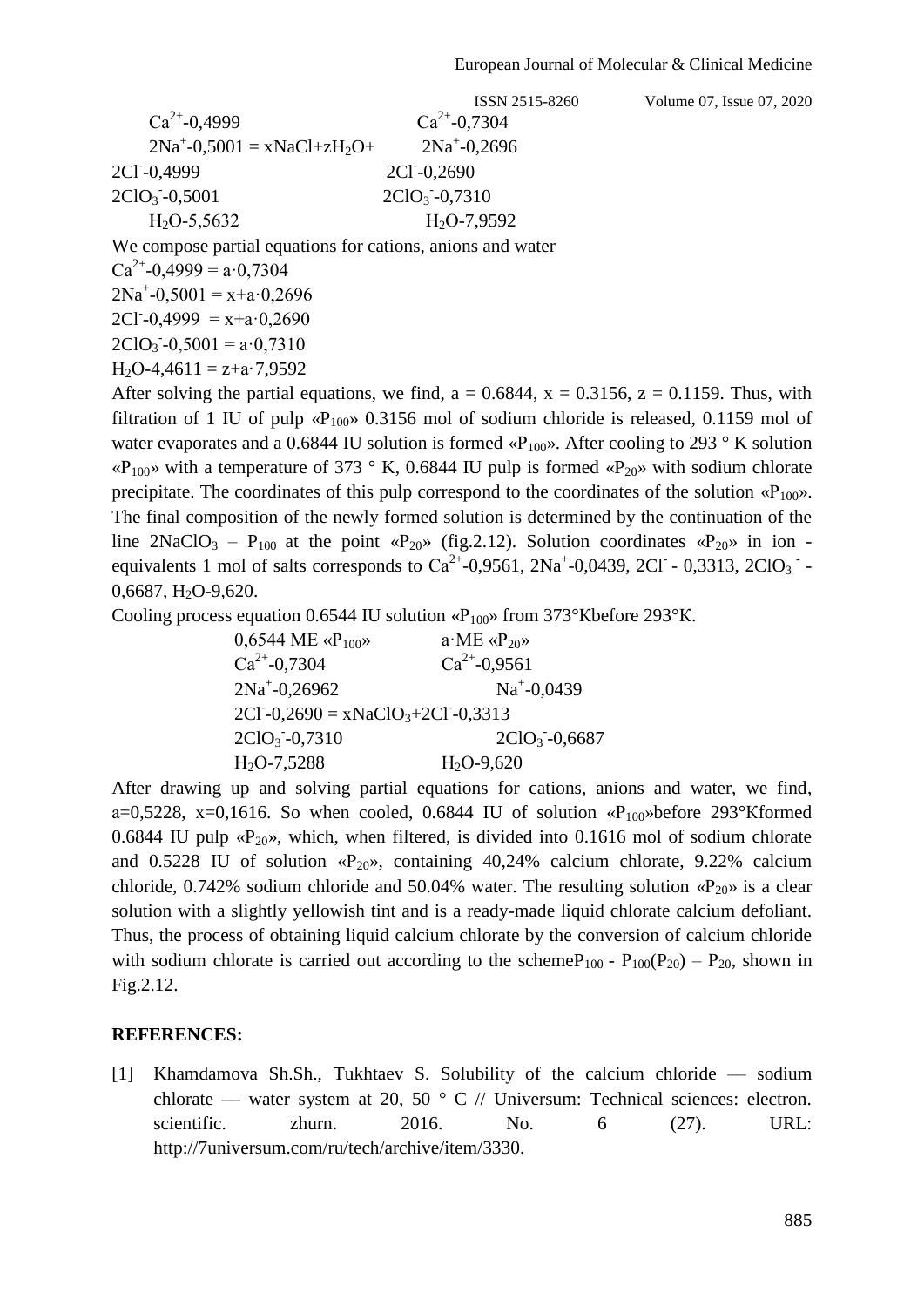$Ca^{2+}$-0,4999 $\qquad\qquad\qquad$ $Ca^{2+}$-0,7304

$2Na^{+}$-0,5001 = $x$NaCl+$z$$H_2O$+ $\qquad$ $2Na^{+}$-0,2696

$2Cl^{-}$-0,4999 $\qquad\qquad\qquad$ $2Cl^{-}$-0,2690

$2ClO_3^{-}$-0,5001 $\qquad\qquad\qquad$ $2ClO_3^{-}$-0,7310

$H_2O$-5,5632 $\qquad\qquad\qquad$ $H_2O$-7,9592

We compose partial equations for cations, anions and water

$Ca^{2+}$-0,4999 = a·0,7304

$2Na^{+}$-0,5001 = x+a·0,2696

$2Cl^{-}$-0,4999 = x+a·0,2690

$2ClO_3^{-}$-0,5001 = a·0,7310

$H_2O$-4,4611 = z+a·7,9592

After solving the partial equations, we find, a = 0.6844, x = 0.3156, z = 0.1159. Thus, with filtration of 1 IU of pulp «$P_{100}$» 0.3156 mol of sodium chloride is released, 0.1159 mol of water evaporates and a 0.6844 IU solution is formed «$P_{100}$». After cooling to 293 ° K solution «$P_{100}$» with a temperature of 373 ° K, 0.6844 IU pulp is formed «$P_{20}$» with sodium chlorate precipitate. The coordinates of this pulp correspond to the coordinates of the solution «$P_{100}$». The final composition of the newly formed solution is determined by the continuation of the line $2NaClO_3$ – $P_{100}$ at the point «$P_{20}$» (fig.2.12). Solution coordinates «$P_{20}$» in ion - equivalents 1 mol of salts corresponds to $Ca^{2+}$-0,9561, $2Na^{+}$-0,0439, $2Cl^{-}$ - 0,3313, $2ClO_3^{-}$ - 0,6687, $H_2O$-9,620.

Cooling process equation 0.6544 IU solution «$P_{100}$» from 373°Kbefore 293°K.

0,6544 ME «$P_{100}$» $\qquad\qquad$ a·ME «$P_{20}$»

$Ca^{2+}$-0,7304 $\qquad\qquad$ $Ca^{2+}$-0,9561

$2Na^{+}$-0,26962 $\qquad\qquad$ $Na^{+}$-0,0439

$2Cl^{-}$-0,2690 = $x$$NaClO_3$+$2Cl^{-}$-0,3313

$2ClO_3^{-}$-0,7310 $\qquad\qquad$ $2ClO_3^{-}$-0,6687

$H_2O$-7,5288 $\qquad\qquad$ $H_2O$-9,620

After drawing up and solving partial equations for cations, anions and water, we find, a=0,5228, x=0,1616. So when cooled, 0.6844 IU of solution «$P_{100}$»before 293°Kformed 0.6844 IU pulp «$P_{20}$», which, when filtered, is divided into 0.1616 mol of sodium chlorate and 0.5228 IU of solution «$P_{20}$», containing 40,24% calcium chlorate, 9.22% calcium chloride, 0.742% sodium chloride and 50.04% water. The resulting solution «$P_{20}$» is a clear solution with a slightly yellowish tint and is a ready-made liquid chlorate calcium defoliant. Thus, the process of obtaining liquid calcium chlorate by the conversion of calcium chloride with sodium chlorate is carried out according to the scheme$P_{100}$ - $P_{100}$($P_{20}$) – $P_{20}$, shown in Fig.2.12.

## REFERENCES:

[1] Khamdamova Sh.Sh., Tukhtaev S. Solubility of the calcium chloride — sodium chlorate — water system at 20, 50 ° C // Universum: Technical sciences: electron. scientific. zhurn. 2016. No. 6 (27). URL: http://7universum.com/ru/tech/archive/item/3330.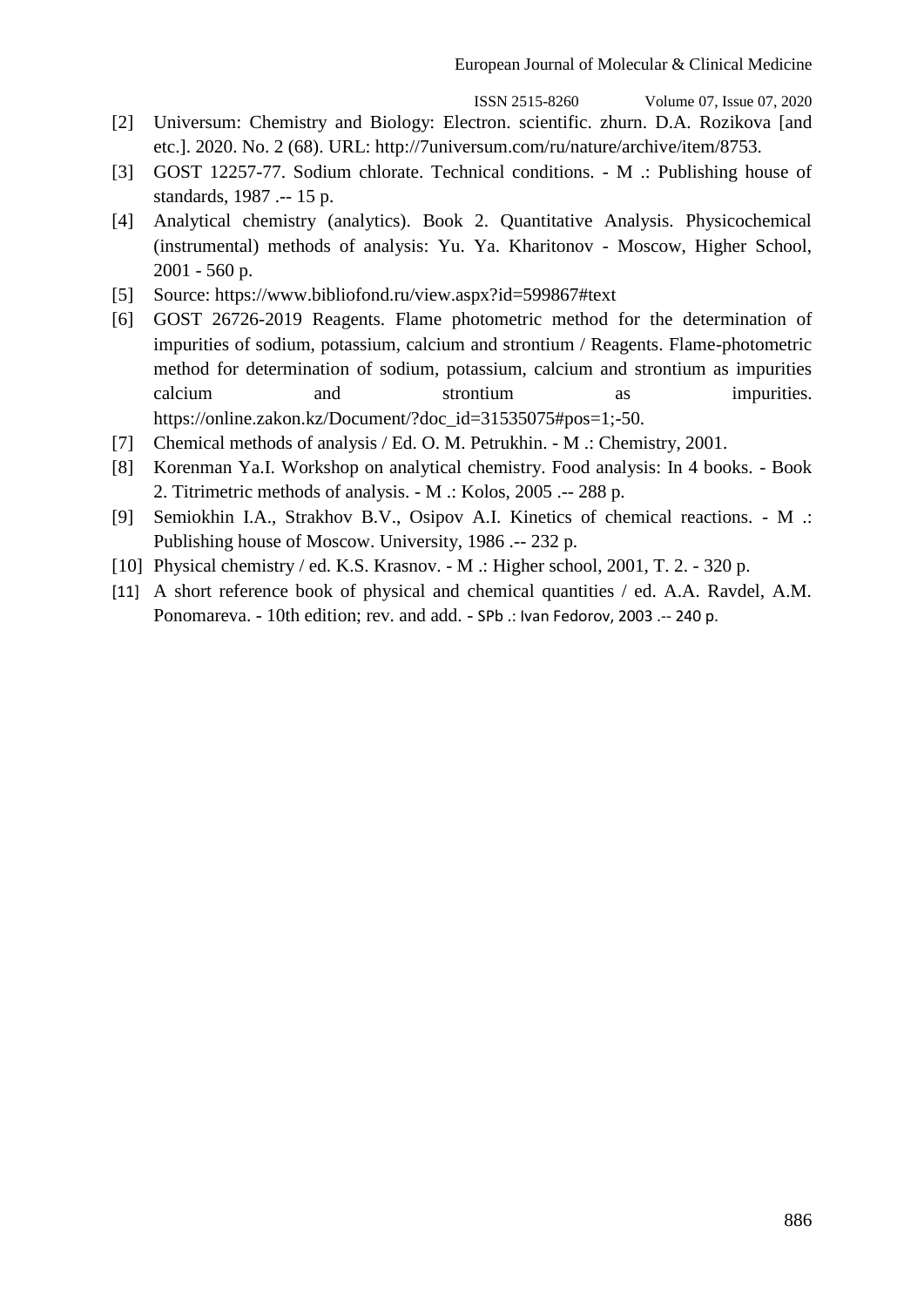[2] Universum: Chemistry and Biology: Electron. scientific. zhurn. D.A. Rozikova [and etc.]. 2020. No. 2 (68). URL: http://7universum.com/ru/nature/archive/item/8753.

[3] GOST 12257-77. Sodium chlorate. Technical conditions. - M .: Publishing house of standards, 1987 .-- 15 p.

[4] Analytical chemistry (analytics). Book 2. Quantitative Analysis. Physicochemical (instrumental) methods of analysis: Yu. Ya. Kharitonov - Moscow, Higher School, 2001 - 560 p.

[5] Source: https://www.bibliofond.ru/view.aspx?id=599867#text

[6] GOST 26726-2019 Reagents. Flame photometric method for the determination of impurities of sodium, potassium, calcium and strontium / Reagents. Flame-photometric method for determination of sodium, potassium, calcium and strontium as impurities calcium and strontium as impurities. https://online.zakon.kz/Document/?doc_id=31535075#pos=1;-50.

[7] Chemical methods of analysis / Ed. O. M. Petrukhin. - M .: Chemistry, 2001.

[8] Korenman Ya.I. Workshop on analytical chemistry. Food analysis: In 4 books. - Book 2. Titrimetric methods of analysis. - M .: Kolos, 2005 .-- 288 p.

[9] Semiokhin I.A., Strakhov B.V., Osipov A.I. Kinetics of chemical reactions. - M .: Publishing house of Moscow. University, 1986 .-- 232 p.

[10] Physical chemistry / ed. K.S. Krasnov. - M .: Higher school, 2001, T. 2. - 320 p.

[11] A short reference book of physical and chemical quantities / ed. A.A. Ravdel, A.M. Ponomareva. - 10th edition; rev. and add. - SPb .: Ivan Fedorov, 2003 .-- 240 p.